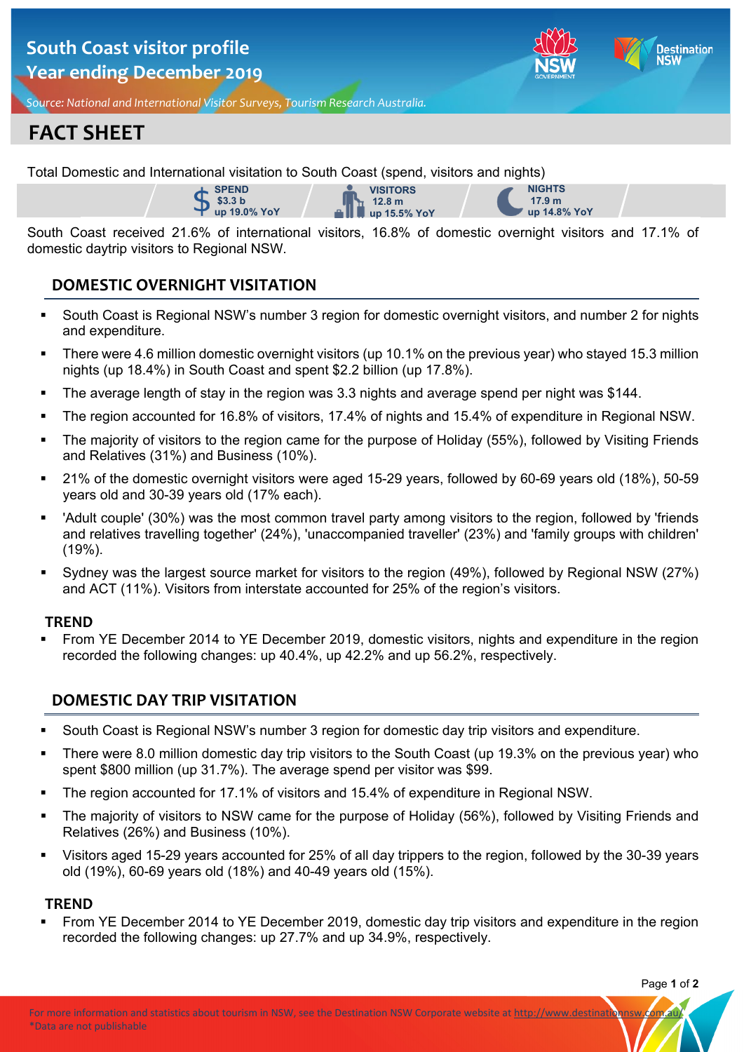# South Coast visitor profile
# Year ending December 2019

*Source: National and International Visitor Surveys, Tourism Research Australia.*

# FACT SHEET

Total Domestic and International visitation to South Coast (spend, visitors and nights)

| SPEND | VISITORS | NIGHTS |
|---|---|---|
| $3.3 b | 12.8 m | 17.9 m |
| up 19.0% YoY | up 15.5% YoY | up 14.8% YoY |

South Coast received 21.6% of international visitors, 16.8% of domestic overnight visitors and 17.1% of domestic daytrip visitors to Regional NSW.

## DOMESTIC OVERNIGHT VISITATION

- South Coast is Regional NSW's number 3 region for domestic overnight visitors, and number 2 for nights and expenditure.
- There were 4.6 million domestic overnight visitors (up 10.1% on the previous year) who stayed 15.3 million nights (up 18.4%) in South Coast and spent $2.2 billion (up 17.8%).
- The average length of stay in the region was 3.3 nights and average spend per night was $144.
- The region accounted for 16.8% of visitors, 17.4% of nights and 15.4% of expenditure in Regional NSW.
- The majority of visitors to the region came for the purpose of Holiday (55%), followed by Visiting Friends and Relatives (31%) and Business (10%).
- 21% of the domestic overnight visitors were aged 15-29 years, followed by 60-69 years old (18%), 50-59 years old and 30-39 years old (17% each).
- 'Adult couple' (30%) was the most common travel party among visitors to the region, followed by 'friends and relatives travelling together' (24%), 'unaccompanied traveller' (23%) and 'family groups with children' (19%).
- Sydney was the largest source market for visitors to the region (49%), followed by Regional NSW (27%) and ACT (11%). Visitors from interstate accounted for 25% of the region's visitors.

### TREND

- From YE December 2014 to YE December 2019, domestic visitors, nights and expenditure in the region recorded the following changes: up 40.4%, up 42.2% and up 56.2%, respectively.

## DOMESTIC DAY TRIP VISITATION

- South Coast is Regional NSW's number 3 region for domestic day trip visitors and expenditure.
- There were 8.0 million domestic day trip visitors to the South Coast (up 19.3% on the previous year) who spent $800 million (up 31.7%). The average spend per visitor was $99.
- The region accounted for 17.1% of visitors and 15.4% of expenditure in Regional NSW.
- The majority of visitors to NSW came for the purpose of Holiday (56%), followed by Visiting Friends and Relatives (26%) and Business (10%).
- Visitors aged 15-29 years accounted for 25% of all day trippers to the region, followed by the 30-39 years old (19%), 60-69 years old (18%) and 40-49 years old (15%).

### TREND

- From YE December 2014 to YE December 2019, domestic day trip visitors and expenditure in the region recorded the following changes: up 27.7% and up 34.9%, respectively.

For more information and statistics about tourism in NSW, see the Destination NSW Corporate website at http://www.destinationnsw.com.au/

*Data are not publishable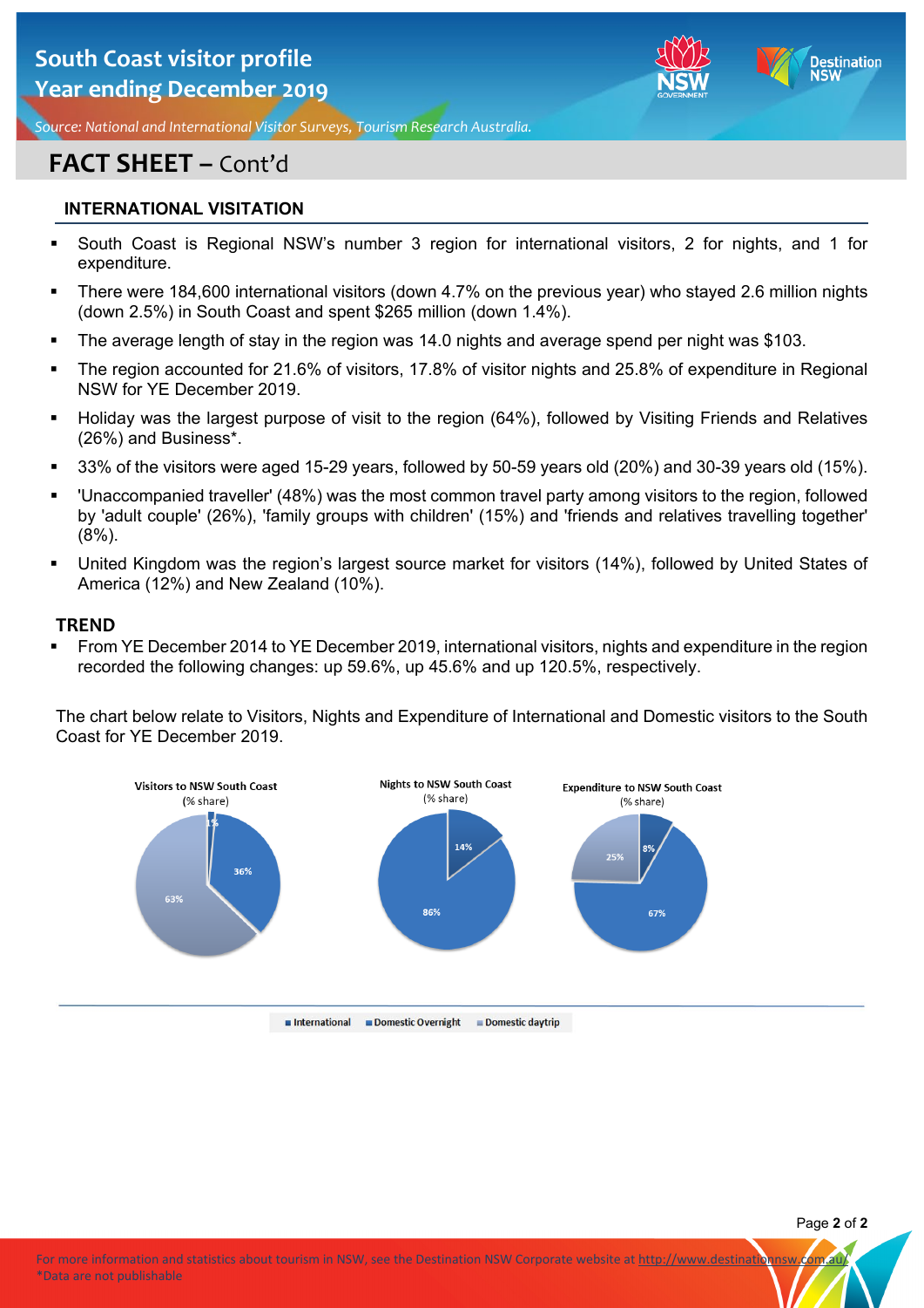# South Coast visitor profile
# Year ending December 2019

*Source: National and International Visitor Surveys, Tourism Research Australia.*

## FACT SHEET – Cont'd

### INTERNATIONAL VISITATION

- South Coast is Regional NSW's number 3 region for international visitors, 2 for nights, and 1 for expenditure.
- There were 184,600 international visitors (down 4.7% on the previous year) who stayed 2.6 million nights (down 2.5%) in South Coast and spent $265 million (down 1.4%).
- The average length of stay in the region was 14.0 nights and average spend per night was $103.
- The region accounted for 21.6% of visitors, 17.8% of visitor nights and 25.8% of expenditure in Regional NSW for YE December 2019.
- Holiday was the largest purpose of visit to the region (64%), followed by Visiting Friends and Relatives (26%) and Business*.
- 33% of the visitors were aged 15-29 years, followed by 50-59 years old (20%) and 30-39 years old (15%).
- 'Unaccompanied traveller' (48%) was the most common travel party among visitors to the region, followed by 'adult couple' (26%), 'family groups with children' (15%) and 'friends and relatives travelling together' (8%).
- United Kingdom was the region's largest source market for visitors (14%), followed by United States of America (12%) and New Zealand (10%).

### TREND

- From YE December 2014 to YE December 2019, international visitors, nights and expenditure in the region recorded the following changes: up 59.6%, up 45.6% and up 120.5%, respectively.

The chart below relate to Visitors, Nights and Expenditure of International and Domestic visitors to the South Coast for YE December 2019.

Visitors to NSW South Coast
(% share)
1%
36%
63%

Nights to NSW South Coast
(% share)
14%
86%

Expenditure to NSW South Coast
(% share)
8%
25%
67%

International  Domestic Overnight  Domestic daytrip

For more information and statistics about tourism in NSW, see the Destination NSW Corporate website at http://www.destinationnsw.com.au/

*Data are not publishable